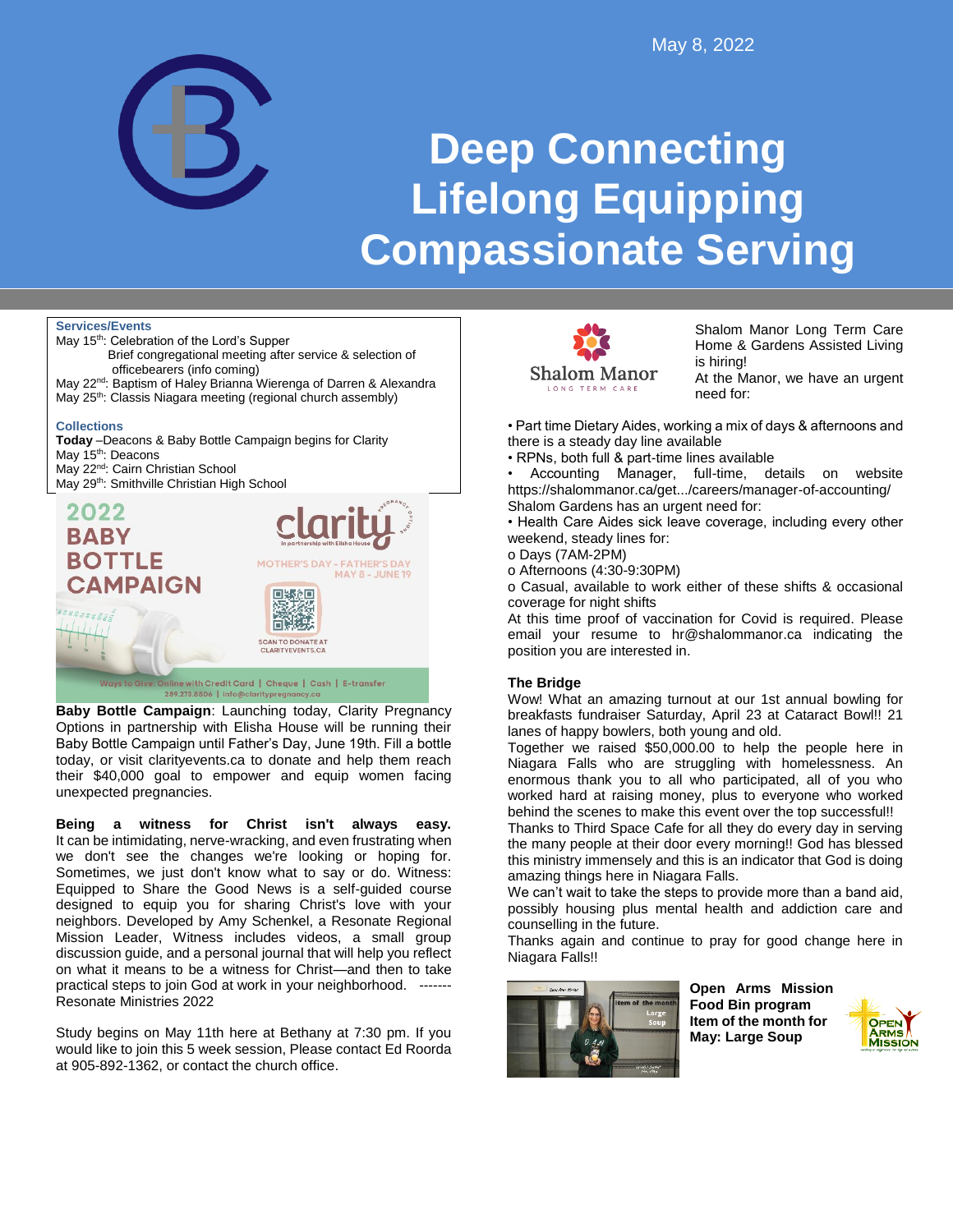May 8, 2022

# Deep Connecting
# Lifelong Equipping
# Compassionate Serving

**Services/Events**

May 15th: Celebration of the Lord's Supper
Brief congregational meeting after service & selection of officebearers (info coming)
May 22nd: Baptism of Haley Brianna Wierenga of Darren & Alexandra
May 25th: Classis Niagara meeting (regional church assembly)

**Collections**

**Today** –Deacons & Baby Bottle Campaign begins for Clarity
May 15th: Deacons
May 22nd: Cairn Christian School
May 29th: Smithville Christian High School

2022 BABY BOTTLE CAMPAIGN

clarity — In partnership with Elisha House

MOTHER'S DAY - FATHER'S DAY
MAY 8 - JUNE 19

SCAN TO DONATE AT CLARITYEVENTS.CA

Ways to Give: Online with Credit Card | Cheque | Cash | E-transfer
289.273.8806 | info@claritypregnancy.ca

**Baby Bottle Campaign**: Launching today, Clarity Pregnancy Options in partnership with Elisha House will be running their Baby Bottle Campaign until Father's Day, June 19th. Fill a bottle today, or visit clarityevents.ca to donate and help them reach their $40,000 goal to empower and equip women facing unexpected pregnancies.

**Being a witness for Christ isn't always easy.** It can be intimidating, nerve-wracking, and even frustrating when we don't see the changes we're looking or hoping for. Sometimes, we just don't know what to say or do. Witness: Equipped to Share the Good News is a self-guided course designed to equip you for sharing Christ's love with your neighbors. Developed by Amy Schenkel, a Resonate Regional Mission Leader, Witness includes videos, a small group discussion guide, and a personal journal that will help you reflect on what it means to be a witness for Christ—and then to take practical steps to join God at work in your neighborhood. ------- Resonate Ministries 2022

Study begins on May 11th here at Bethany at 7:30 pm. If you would like to join this 5 week session, Please contact Ed Roorda at 905-892-1362, or contact the church office.

Shalom Manor — LONG TERM CARE

Shalom Manor Long Term Care Home & Gardens Assisted Living is hiring!
At the Manor, we have an urgent need for:

- Part time Dietary Aides, working a mix of days & afternoons and there is a steady day line available
- RPNs, both full & part-time lines available
- Accounting Manager, full-time, details on website https://shalommanor.ca/get.../careers/manager-of-accounting/

Shalom Gardens has an urgent need for:

- Health Care Aides sick leave coverage, including every other weekend, steady lines for:
  - Days (7AM-2PM)
  - Afternoons (4:30-9:30PM)
  - Casual, available to work either of these shifts & occasional coverage for night shifts

At this time proof of vaccination for Covid is required. Please email your resume to hr@shalommanor.ca indicating the position you are interested in.

**The Bridge**

Wow! What an amazing turnout at our 1st annual bowling for breakfasts fundraiser Saturday, April 23 at Cataract Bowl!! 21 lanes of happy bowlers, both young and old.

Together we raised $50,000.00 to help the people here in Niagara Falls who are struggling with homelessness. An enormous thank you to all who participated, all of you who worked hard at raising money, plus to everyone who worked behind the scenes to make this event over the top successful!!

Thanks to Third Space Cafe for all they do every day in serving the many people at their door every morning!! God has blessed this ministry immensely and this is an indicator that God is doing amazing things here in Niagara Falls.

We can't wait to take the steps to provide more than a band aid, possibly housing plus mental health and addiction care and counselling in the future.

Thanks again and continue to pray for good change here in Niagara Falls!!

**Open Arms Mission Food Bin program Item of the month for May: Large Soup**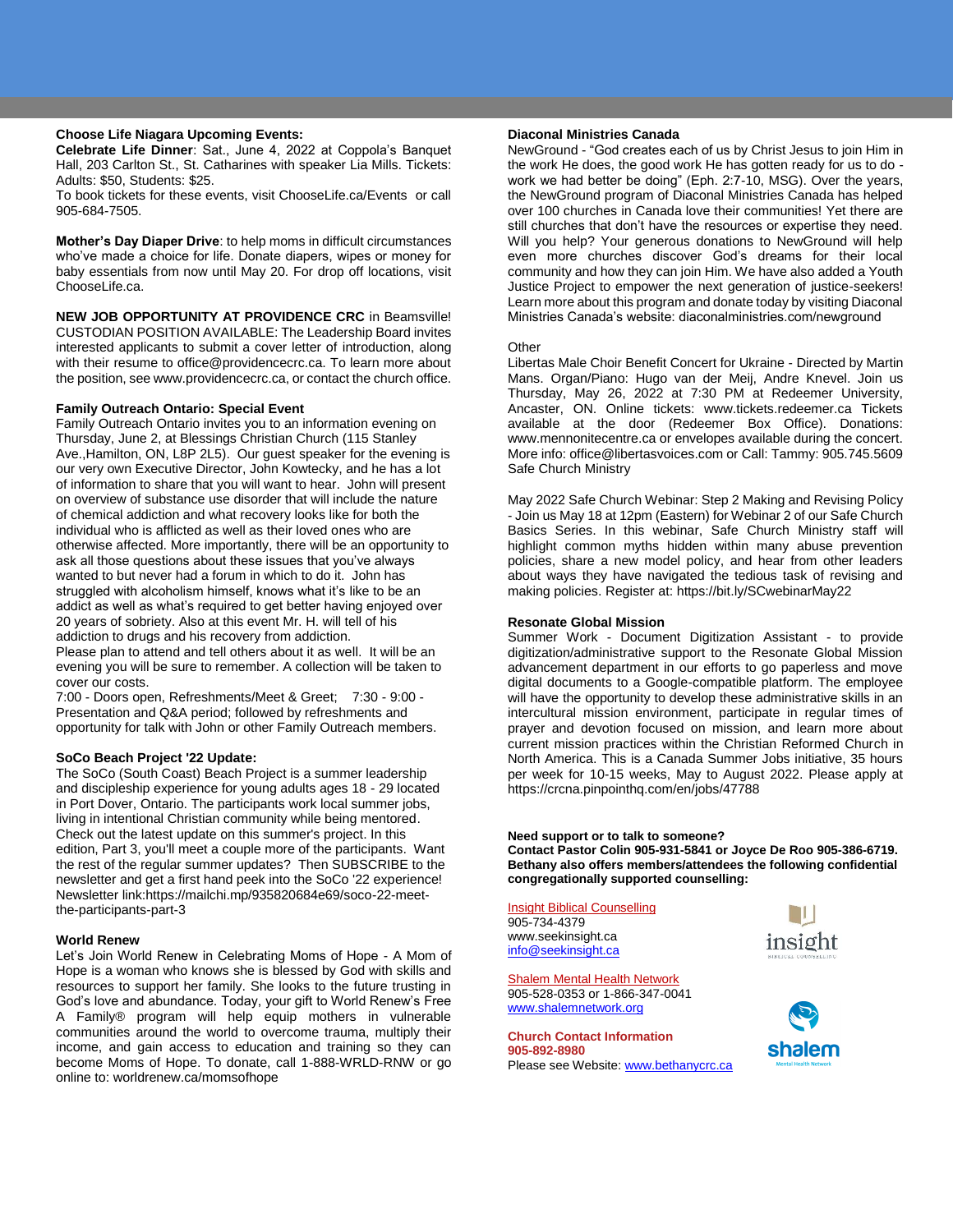**Choose Life Niagara Upcoming Events:**

**Celebrate Life Dinner**: Sat., June 4, 2022 at Coppola's Banquet Hall, 203 Carlton St., St. Catharines with speaker Lia Mills. Tickets: Adults: $50, Students: $25.

To book tickets for these events, visit ChooseLife.ca/Events or call 905-684-7505.

**Mother's Day Diaper Drive**: to help moms in difficult circumstances who've made a choice for life. Donate diapers, wipes or money for baby essentials from now until May 20. For drop off locations, visit ChooseLife.ca.

**NEW JOB OPPORTUNITY AT PROVIDENCE CRC** in Beamsville! CUSTODIAN POSITION AVAILABLE: The Leadership Board invites interested applicants to submit a cover letter of introduction, along with their resume to office@providencecrc.ca. To learn more about the position, see www.providencecrc.ca, or contact the church office.

**Family Outreach Ontario: Special Event**

Family Outreach Ontario invites you to an information evening on Thursday, June 2, at Blessings Christian Church (115 Stanley Ave.,Hamilton, ON, L8P 2L5). Our guest speaker for the evening is our very own Executive Director, John Kowtecky, and he has a lot of information to share that you will want to hear. John will present on overview of substance use disorder that will include the nature of chemical addiction and what recovery looks like for both the individual who is afflicted as well as their loved ones who are otherwise affected. More importantly, there will be an opportunity to ask all those questions about these issues that you've always wanted to but never had a forum in which to do it. John has struggled with alcoholism himself, knows what it's like to be an addict as well as what's required to get better having enjoyed over 20 years of sobriety. Also at this event Mr. H. will tell of his addiction to drugs and his recovery from addiction.

Please plan to attend and tell others about it as well. It will be an evening you will be sure to remember. A collection will be taken to cover our costs.

7:00 - Doors open, Refreshments/Meet & Greet; 7:30 - 9:00 - Presentation and Q&A period; followed by refreshments and opportunity for talk with John or other Family Outreach members.

**SoCo Beach Project '22 Update:**

The SoCo (South Coast) Beach Project is a summer leadership and discipleship experience for young adults ages 18 - 29 located in Port Dover, Ontario. The participants work local summer jobs, living in intentional Christian community while being mentored. Check out the latest update on this summer's project. In this edition, Part 3, you'll meet a couple more of the participants. Want the rest of the regular summer updates? Then SUBSCRIBE to the newsletter and get a first hand peek into the SoCo '22 experience! Newsletter link:https://mailchi.mp/935820684e69/soco-22-meet-the-participants-part-3

**World Renew**

Let's Join World Renew in Celebrating Moms of Hope - A Mom of Hope is a woman who knows she is blessed by God with skills and resources to support her family. She looks to the future trusting in God's love and abundance. Today, your gift to World Renew's Free A Family® program will help equip mothers in vulnerable communities around the world to overcome trauma, multiply their income, and gain access to education and training so they can become Moms of Hope. To donate, call 1-888-WRLD-RNW or go online to: worldrenew.ca/momsofhope

**Diaconal Ministries Canada**

NewGround - "God creates each of us by Christ Jesus to join Him in the work He does, the good work He has gotten ready for us to do - work we had better be doing" (Eph. 2:7-10, MSG). Over the years, the NewGround program of Diaconal Ministries Canada has helped over 100 churches in Canada love their communities! Yet there are still churches that don't have the resources or expertise they need. Will you help? Your generous donations to NewGround will help even more churches discover God's dreams for their local community and how they can join Him. We have also added a Youth Justice Project to empower the next generation of justice-seekers! Learn more about this program and donate today by visiting Diaconal Ministries Canada's website: diaconalministries.com/newground

Other

Libertas Male Choir Benefit Concert for Ukraine - Directed by Martin Mans. Organ/Piano: Hugo van der Meij, Andre Knevel. Join us Thursday, May 26, 2022 at 7:30 PM at Redeemer University, Ancaster, ON. Online tickets: www.tickets.redeemer.ca Tickets available at the door (Redeemer Box Office). Donations: www.mennonitecentre.ca or envelopes available during the concert. More info: office@libertasvoices.com or Call: Tammy: 905.745.5609

Safe Church Ministry

May 2022 Safe Church Webinar: Step 2 Making and Revising Policy - Join us May 18 at 12pm (Eastern) for Webinar 2 of our Safe Church Basics Series. In this webinar, Safe Church Ministry staff will highlight common myths hidden within many abuse prevention policies, share a new model policy, and hear from other leaders about ways they have navigated the tedious task of revising and making policies. Register at: https://bit.ly/SCwebinarMay22

**Resonate Global Mission**

Summer Work - Document Digitization Assistant - to provide digitization/administrative support to the Resonate Global Mission advancement department in our efforts to go paperless and move digital documents to a Google-compatible platform. The employee will have the opportunity to develop these administrative skills in an intercultural mission environment, participate in regular times of prayer and devotion focused on mission, and learn more about current mission practices within the Christian Reformed Church in North America. This is a Canada Summer Jobs initiative, 35 hours per week for 10-15 weeks, May to August 2022. Please apply at https://crcna.pinpointhq.com/en/jobs/47788

**Need support or to talk to someone?**
**Contact Pastor Colin 905-931-5841 or Joyce De Roo 905-386-6719. Bethany also offers members/attendees the following confidential congregationally supported counselling:**

Insight Biblical Counselling
905-734-4379
www.seekinsight.ca
info@seekinsight.ca

Shalem Mental Health Network
905-528-0353 or 1-866-347-0041
www.shalemnetwork.org

**Church Contact Information**
**905-892-8980**
Please see Website: www.bethanycrc.ca